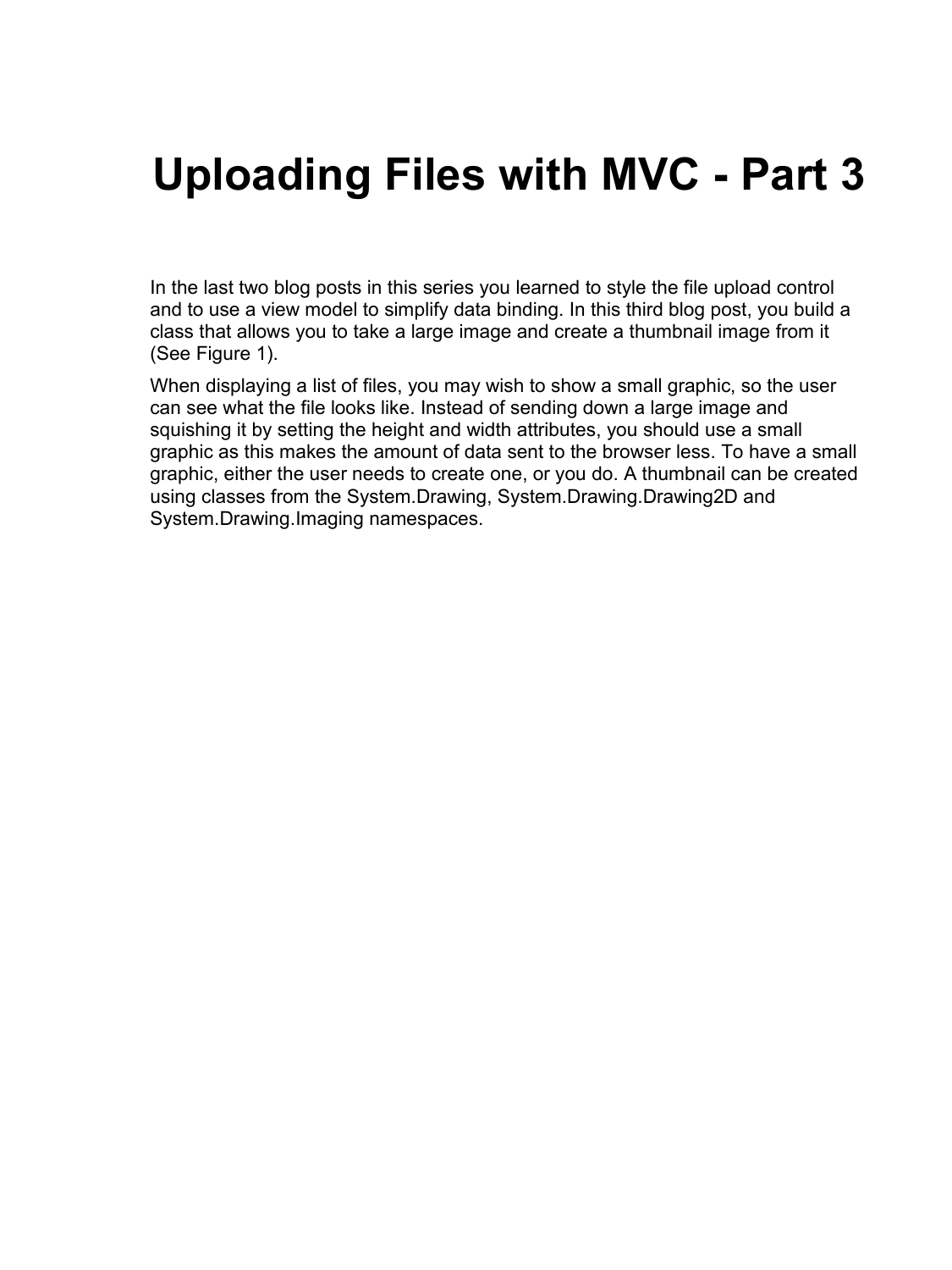# Uploading Files with MVC - Part 3

In the last two blog posts in this series you learned to style the file upload control and to use a view model to simplify data binding. In this third blog post, you build a class that allows you to take a large image and create a thumbnail image from it (See Figure 1).

When displaying a list of files, you may wish to show a small graphic, so the user can see what the file looks like. Instead of sending down a large image and squishing it by setting the height and width attributes, you should use a small graphic as this makes the amount of data sent to the browser less. To have a small graphic, either the user needs to create one, or you do. A thumbnail can be created using classes from the System.Drawing, System.Drawing.Drawing2D and System.Drawing.Imaging namespaces.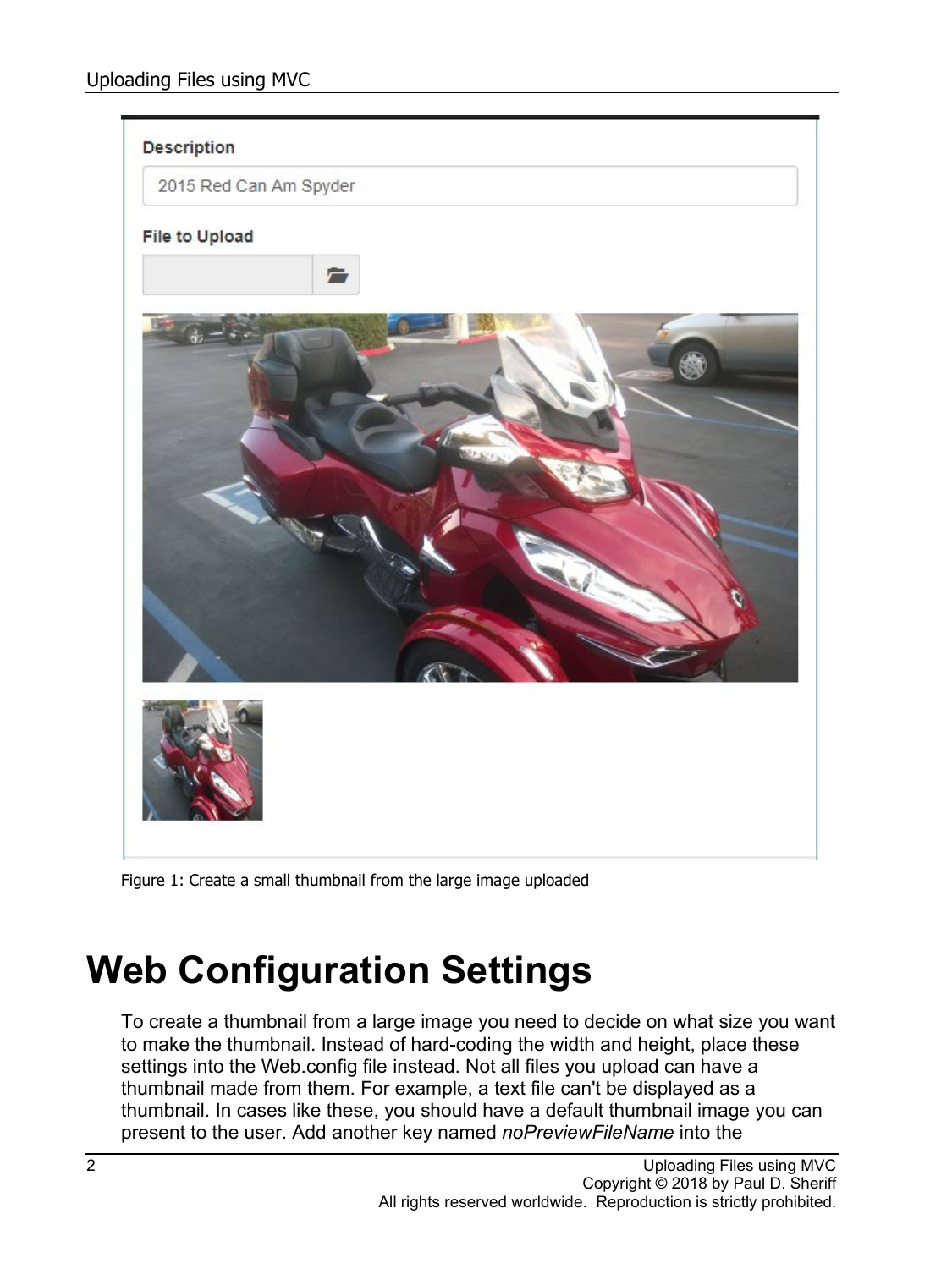Figure 1: Create a small thumbnail from the large image uploaded

# Web Configuration Settings

To create a thumbnail from a large image you need to decide on what size you want to make the thumbnail. Instead of hard-coding the width and height, place these settings into the Web.config file instead. Not all files you upload can have a thumbnail made from them. For example, a text file can't be displayed as a thumbnail. In cases like these, you should have a default thumbnail image you can present to the user. Add another key named *noPreviewFileName* into the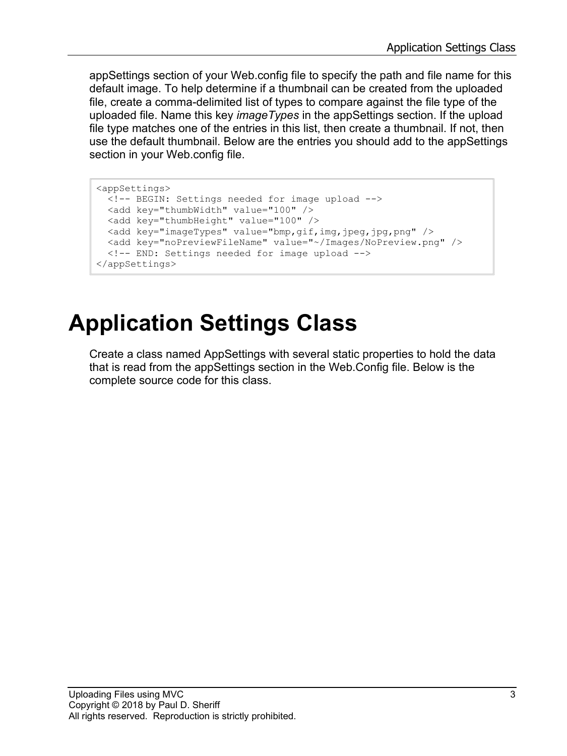appSettings section of your Web.config file to specify the path and file name for this default image. To help determine if a thumbnail can be created from the uploaded file, create a comma-delimited list of types to compare against the file type of the uploaded file. Name this key *imageTypes* in the appSettings section. If the upload file type matches one of the entries in this list, then create a thumbnail. If not, then use the default thumbnail. Below are the entries you should add to the appSettings section in your Web.config file.

```
<appSettings>
  <!-- BEGIN: Settings needed for image upload -->
  <add key="thumbWidth" value="100" />
  <add key="thumbHeight" value="100" />
  <add key="imageTypes" value="bmp,gif,img,jpeg,jpg,png" />
  <add key="noPreviewFileName" value="~/Images/NoPreview.png" />
  <!-- END: Settings needed for image upload -->
</appSettings>
```

# Application Settings Class

Create a class named AppSettings with several static properties to hold the data that is read from the appSettings section in the Web.Config file. Below is the complete source code for this class.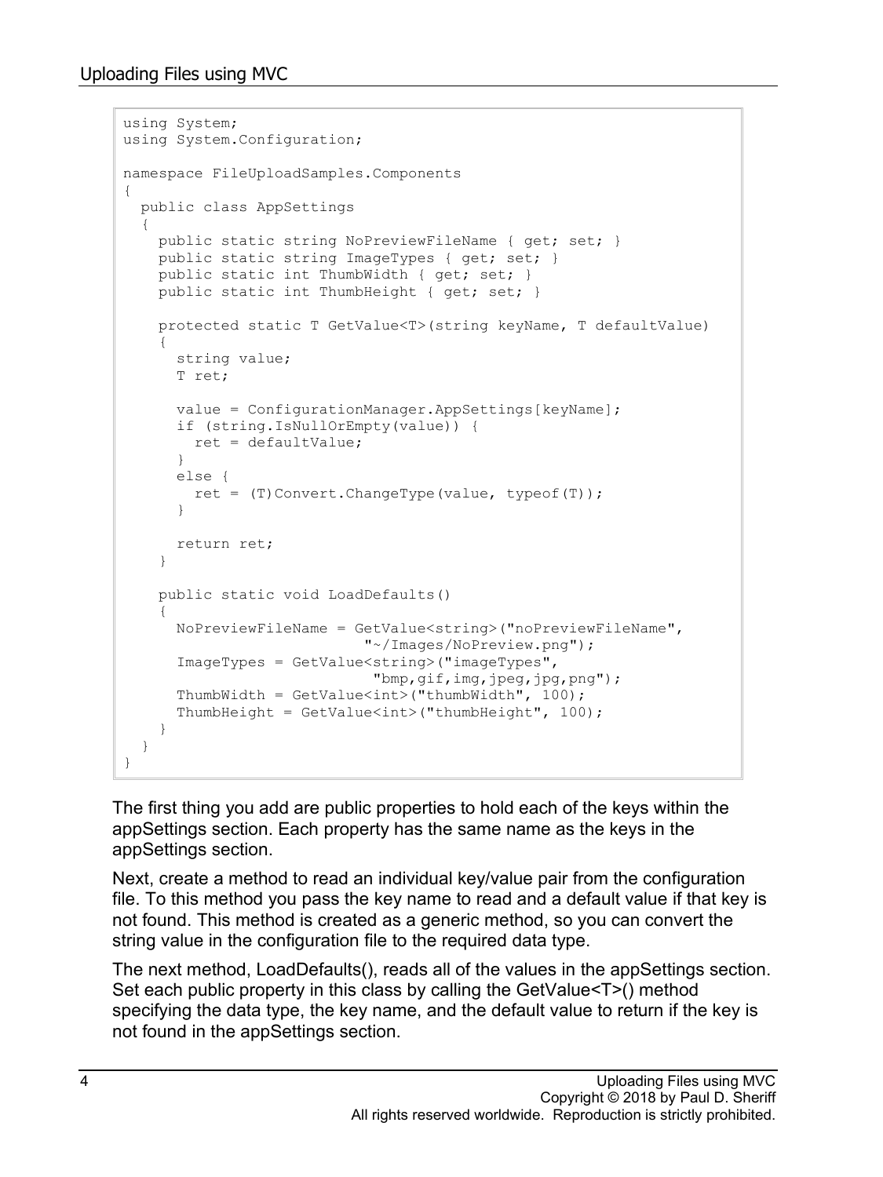```
using System;
using System.Configuration;

namespace FileUploadSamples.Components
{
  public class AppSettings
  {
    public static string NoPreviewFileName { get; set; }
    public static string ImageTypes { get; set; }
    public static int ThumbWidth { get; set; }
    public static int ThumbHeight { get; set; }

    protected static T GetValue<T>(string keyName, T defaultValue)
    {
      string value;
      T ret;

      value = ConfigurationManager.AppSettings[keyName];
      if (string.IsNullOrEmpty(value)) {
        ret = defaultValue;
      }
      else {
        ret = (T)Convert.ChangeType(value, typeof(T));
      }

      return ret;
    }

    public static void LoadDefaults()
    {
      NoPreviewFileName = GetValue<string>("noPreviewFileName",
                           "~/Images/NoPreview.png");
      ImageTypes = GetValue<string>("imageTypes",
                            "bmp,gif,img,jpeg,jpg,png");
      ThumbWidth = GetValue<int>("thumbWidth", 100);
      ThumbHeight = GetValue<int>("thumbHeight", 100);
    }
  }
}
```

The first thing you add are public properties to hold each of the keys within the appSettings section. Each property has the same name as the keys in the appSettings section.

Next, create a method to read an individual key/value pair from the configuration file. To this method you pass the key name to read and a default value if that key is not found. This method is created as a generic method, so you can convert the string value in the configuration file to the required data type.

The next method, LoadDefaults(), reads all of the values in the appSettings section. Set each public property in this class by calling the GetValue<T>() method specifying the data type, the key name, and the default value to return if the key is not found in the appSettings section.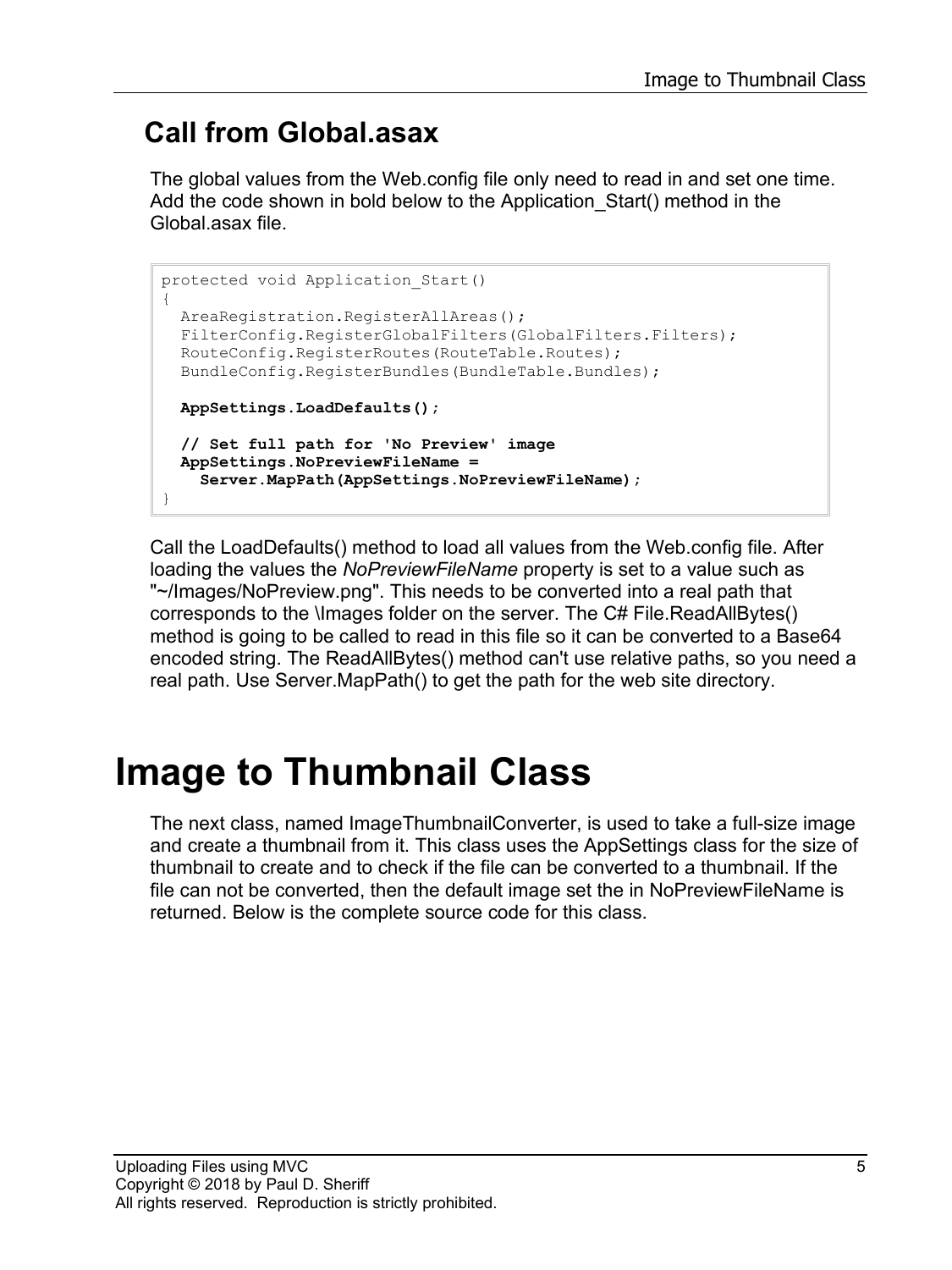## Call from Global.asax

The global values from the Web.config file only need to read in and set one time. Add the code shown in bold below to the Application_Start() method in the Global.asax file.

```
protected void Application_Start()
{
  AreaRegistration.RegisterAllAreas();
  FilterConfig.RegisterGlobalFilters(GlobalFilters.Filters);
  RouteConfig.RegisterRoutes(RouteTable.Routes);
  BundleConfig.RegisterBundles(BundleTable.Bundles);

  AppSettings.LoadDefaults();

  // Set full path for 'No Preview' image
  AppSettings.NoPreviewFileName =
    Server.MapPath(AppSettings.NoPreviewFileName);
}
```

Call the LoadDefaults() method to load all values from the Web.config file. After loading the values the *NoPreviewFileName* property is set to a value such as "~/Images/NoPreview.png". This needs to be converted into a real path that corresponds to the \Images folder on the server. The C# File.ReadAllBytes() method is going to be called to read in this file so it can be converted to a Base64 encoded string. The ReadAllBytes() method can't use relative paths, so you need a real path. Use Server.MapPath() to get the path for the web site directory.

# Image to Thumbnail Class

The next class, named ImageThumbnailConverter, is used to take a full-size image and create a thumbnail from it. This class uses the AppSettings class for the size of thumbnail to create and to check if the file can be converted to a thumbnail. If the file can not be converted, then the default image set the in NoPreviewFileName is returned. Below is the complete source code for this class.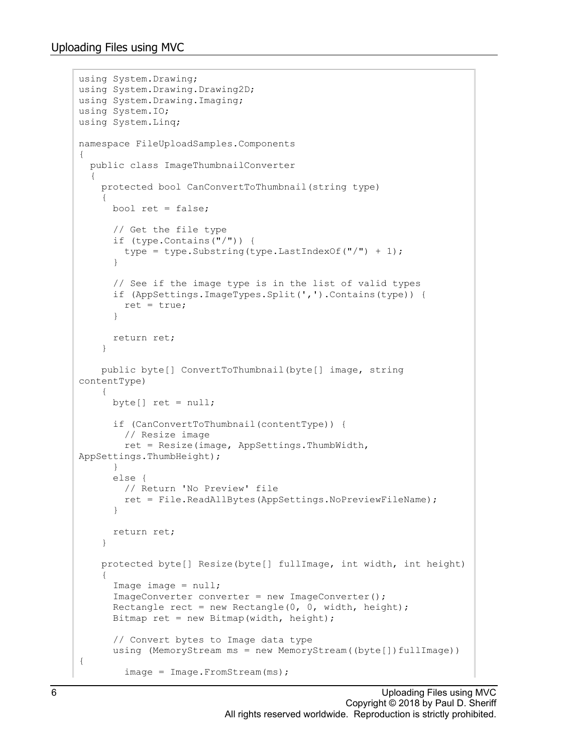```
using System.Drawing;
using System.Drawing.Drawing2D;
using System.Drawing.Imaging;
using System.IO;
using System.Linq;

namespace FileUploadSamples.Components
{
  public class ImageThumbnailConverter
  {
    protected bool CanConvertToThumbnail(string type)
    {
      bool ret = false;

      // Get the file type
      if (type.Contains("/")) {
        type = type.Substring(type.LastIndexOf("/") + 1);
      }

      // See if the image type is in the list of valid types
      if (AppSettings.ImageTypes.Split(',').Contains(type)) {
        ret = true;
      }

      return ret;
    }

    public byte[] ConvertToThumbnail(byte[] image, string
contentType)
    {
      byte[] ret = null;

      if (CanConvertToThumbnail(contentType)) {
        // Resize image
        ret = Resize(image, AppSettings.ThumbWidth,
AppSettings.ThumbHeight);
      }
      else {
        // Return 'No Preview' file
        ret = File.ReadAllBytes(AppSettings.NoPreviewFileName);
      }

      return ret;
    }

    protected byte[] Resize(byte[] fullImage, int width, int height)
    {
      Image image = null;
      ImageConverter converter = new ImageConverter();
      Rectangle rect = new Rectangle(0, 0, width, height);
      Bitmap ret = new Bitmap(width, height);

      // Convert bytes to Image data type
      using (MemoryStream ms = new MemoryStream((byte[])fullImage))
{
        image = Image.FromStream(ms);
```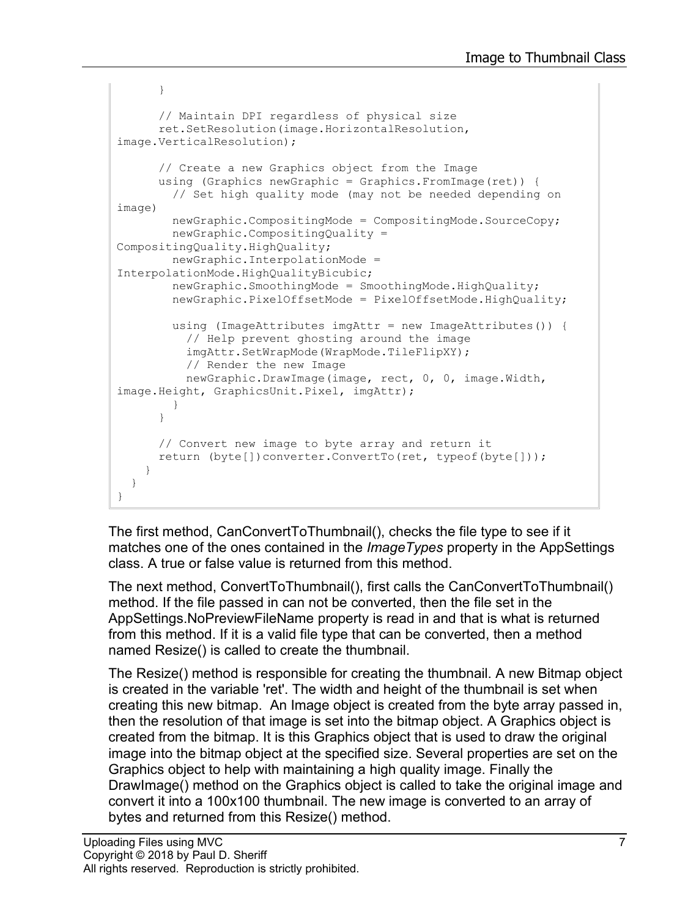```
      }

      // Maintain DPI regardless of physical size
      ret.SetResolution(image.HorizontalResolution,
image.VerticalResolution);

      // Create a new Graphics object from the Image
      using (Graphics newGraphic = Graphics.FromImage(ret)) {
        // Set high quality mode (may not be needed depending on
image)
        newGraphic.CompositingMode = CompositingMode.SourceCopy;
        newGraphic.CompositingQuality =
CompositingQuality.HighQuality;
        newGraphic.InterpolationMode =
InterpolationMode.HighQualityBicubic;
        newGraphic.SmoothingMode = SmoothingMode.HighQuality;
        newGraphic.PixelOffsetMode = PixelOffsetMode.HighQuality;

        using (ImageAttributes imgAttr = new ImageAttributes()) {
          // Help prevent ghosting around the image
          imgAttr.SetWrapMode(WrapMode.TileFlipXY);
          // Render the new Image
          newGraphic.DrawImage(image, rect, 0, 0, image.Width,
image.Height, GraphicsUnit.Pixel, imgAttr);
        }
      }

      // Convert new image to byte array and return it
      return (byte[])converter.ConvertTo(ret, typeof(byte[]));
    }
  }
}
```

The first method, CanConvertToThumbnail(), checks the file type to see if it matches one of the ones contained in the *ImageTypes* property in the AppSettings class. A true or false value is returned from this method.

The next method, ConvertToThumbnail(), first calls the CanConvertToThumbnail() method. If the file passed in can not be converted, then the file set in the AppSettings.NoPreviewFileName property is read in and that is what is returned from this method. If it is a valid file type that can be converted, then a method named Resize() is called to create the thumbnail.

The Resize() method is responsible for creating the thumbnail. A new Bitmap object is created in the variable 'ret'. The width and height of the thumbnail is set when creating this new bitmap. An Image object is created from the byte array passed in, then the resolution of that image is set into the bitmap object. A Graphics object is created from the bitmap. It is this Graphics object that is used to draw the original image into the bitmap object at the specified size. Several properties are set on the Graphics object to help with maintaining a high quality image. Finally the DrawImage() method on the Graphics object is called to take the original image and convert it into a 100x100 thumbnail. The new image is converted to an array of bytes and returned from this Resize() method.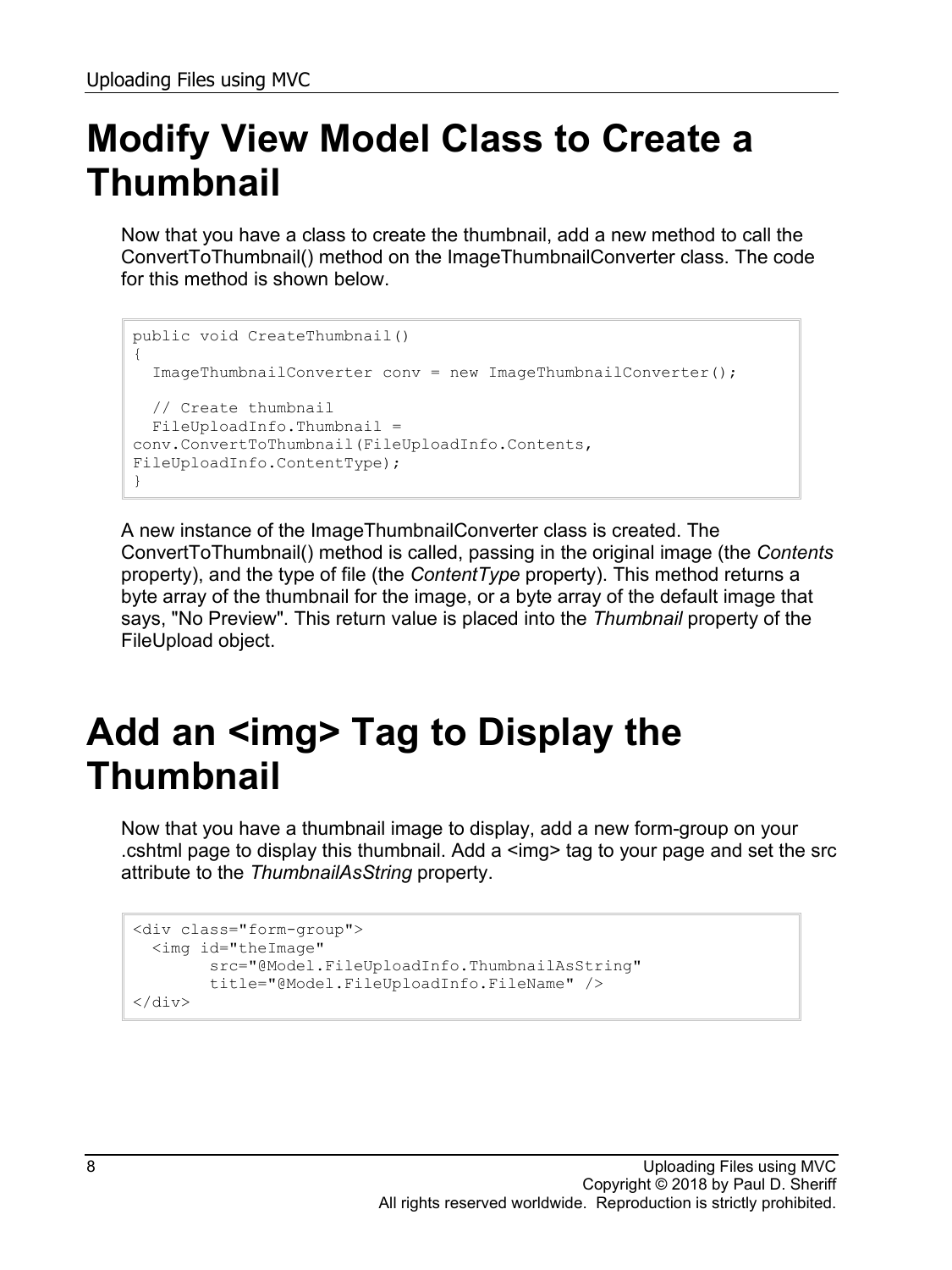# Modify View Model Class to Create a Thumbnail

Now that you have a class to create the thumbnail, add a new method to call the ConvertToThumbnail() method on the ImageThumbnailConverter class. The code for this method is shown below.

```
public void CreateThumbnail()
{
  ImageThumbnailConverter conv = new ImageThumbnailConverter();

  // Create thumbnail
  FileUploadInfo.Thumbnail =
conv.ConvertToThumbnail(FileUploadInfo.Contents,
FileUploadInfo.ContentType);
}
```

A new instance of the ImageThumbnailConverter class is created. The ConvertToThumbnail() method is called, passing in the original image (the *Contents* property), and the type of file (the *ContentType* property). This method returns a byte array of the thumbnail for the image, or a byte array of the default image that says, "No Preview". This return value is placed into the *Thumbnail* property of the FileUpload object.

# Add an <img> Tag to Display the Thumbnail

Now that you have a thumbnail image to display, add a new form-group on your .cshtml page to display this thumbnail. Add a <img> tag to your page and set the src attribute to the *ThumbnailAsString* property.

```
<div class="form-group">
  <img id="theImage"
        src="@Model.FileUploadInfo.ThumbnailAsString"
        title="@Model.FileUploadInfo.FileName" />
</div>
```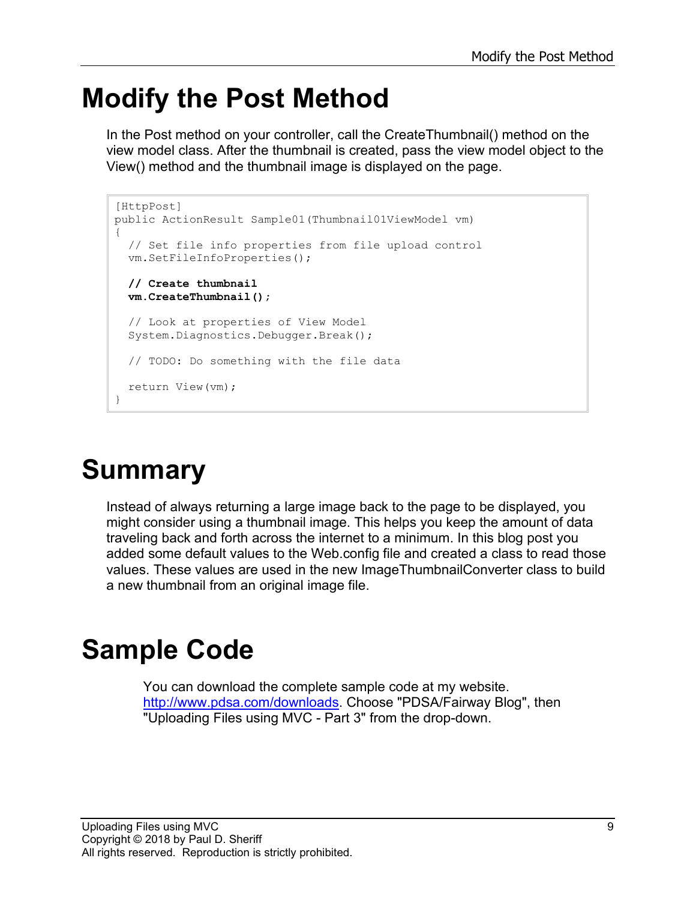# Modify the Post Method

In the Post method on your controller, call the CreateThumbnail() method on the view model class. After the thumbnail is created, pass the view model object to the View() method and the thumbnail image is displayed on the page.

```
[HttpPost]
public ActionResult Sample01(Thumbnail01ViewModel vm)
{
  // Set file info properties from file upload control
  vm.SetFileInfoProperties();

  // Create thumbnail
  vm.CreateThumbnail();

  // Look at properties of View Model
  System.Diagnostics.Debugger.Break();

  // TODO: Do something with the file data

  return View(vm);
}
```

# Summary

Instead of always returning a large image back to the page to be displayed, you might consider using a thumbnail image. This helps you keep the amount of data traveling back and forth across the internet to a minimum. In this blog post you added some default values to the Web.config file and created a class to read those values. These values are used in the new ImageThumbnailConverter class to build a new thumbnail from an original image file.

# Sample Code

You can download the complete sample code at my website. [http://www.pdsa.com/downloads](http://www.pdsa.com/downloads). Choose "PDSA/Fairway Blog", then "Uploading Files using MVC - Part 3" from the drop-down.